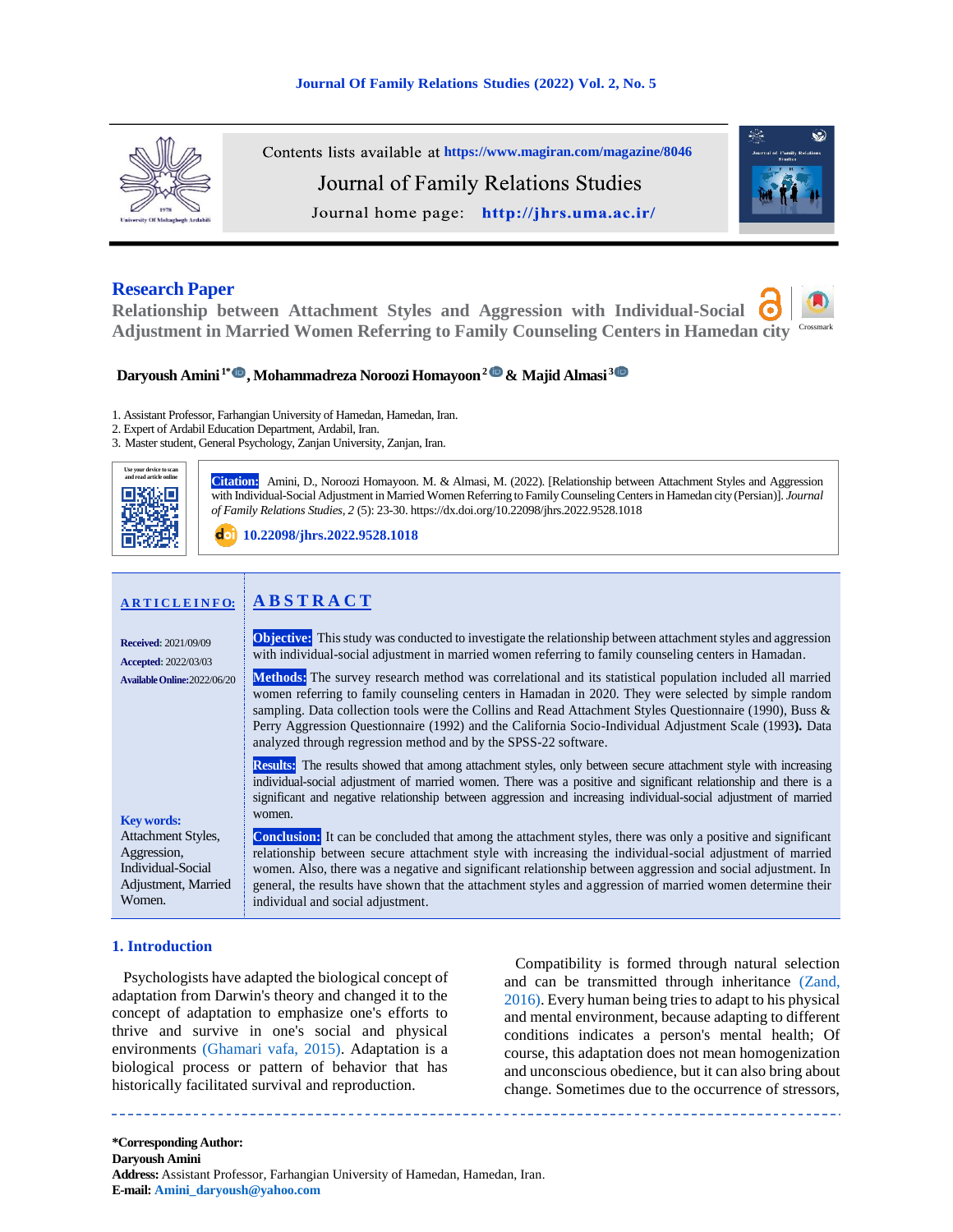Contents lists available at https://www.magiran.com/magazine/8046

Journal of Family Relations Studies

Journal home page: http://jhrs.uma.ac.ir/

**Research Paper**

# Relationship between Attachment Styles and Aggression with Individual-Social Adjustment in Married Women Referring to Family Counseling Centers in Hamedan city

**Daryoush Amini[1*], Mohammadreza Noroozi Homayoon[2] & Majid Almasi[3]**

1. Assistant Professor, Farhangian University of Hamedan, Hamedan, Iran.
2. Expert of Ardabil Education Department, Ardabil, Iran.
3. Master student, General Psychology, Zanjan University, Zanjan, Iran.

**Citation:** Amini, D., Noroozi Homayoon. M. & Almasi, M. (2022). [Relationship between Attachment Styles and Aggression with Individual-Social Adjustment in Married Women Referring to Family Counseling Centers in Hamedan city (Persian)]. *Journal of Family Relations Studies, 2* (5): 23-30. https://dx.doi.org/10.22098/jhrs.2022.9528.1018

10.22098/jhrs.2022.9528.1018

**ARTICLE INFO:**

**Received:** 2021/09/09

**Accepted:** 2022/03/03

**Available Online:** 2022/06/20

**Key words:**
Attachment Styles, Aggression, Individual-Social Adjustment, Married Women.

## ABSTRACT

**Objective:** This study was conducted to investigate the relationship between attachment styles and aggression with individual-social adjustment in married women referring to family counseling centers in Hamadan.

**Methods:** The survey research method was correlational and its statistical population included all married women referring to family counseling centers in Hamadan in 2020. They were selected by simple random sampling. Data collection tools were the Collins and Read Attachment Styles Questionnaire (1990), Buss & Perry Aggression Questionnaire (1992) and the California Socio-Individual Adjustment Scale (1993**).** Data analyzed through regression method and by the SPSS-22 software.

**Results:** The results showed that among attachment styles, only between secure attachment style with increasing individual-social adjustment of married women. There was a positive and significant relationship and there is a significant and negative relationship between aggression and increasing individual-social adjustment of married women.

**Conclusion:** It can be concluded that among the attachment styles, there was only a positive and significant relationship between secure attachment style with increasing the individual-social adjustment of married women. Also, there was a negative and significant relationship between aggression and social adjustment. In general, the results have shown that the attachment styles and aggression of married women determine their individual and social adjustment.

## 1. Introduction

Psychologists have adapted the biological concept of adaptation from Darwin's theory and changed it to the concept of adaptation to emphasize one's efforts to thrive and survive in one's social and physical environments (Ghamari vafa, 2015). Adaptation is a biological process or pattern of behavior that has historically facilitated survival and reproduction.

Compatibility is formed through natural selection and can be transmitted through inheritance (Zand, 2016). Every human being tries to adapt to his physical and mental environment, because adapting to different conditions indicates a person's mental health; Of course, this adaptation does not mean homogenization and unconscious obedience, but it can also bring about change. Sometimes due to the occurrence of stressors,

---

**\*Corresponding Author:**
**Daryoush Amini**
**Address:** Assistant Professor, Farhangian University of Hamedan, Hamedan, Iran.
**E-mail:** Amini_daryoush@yahoo.com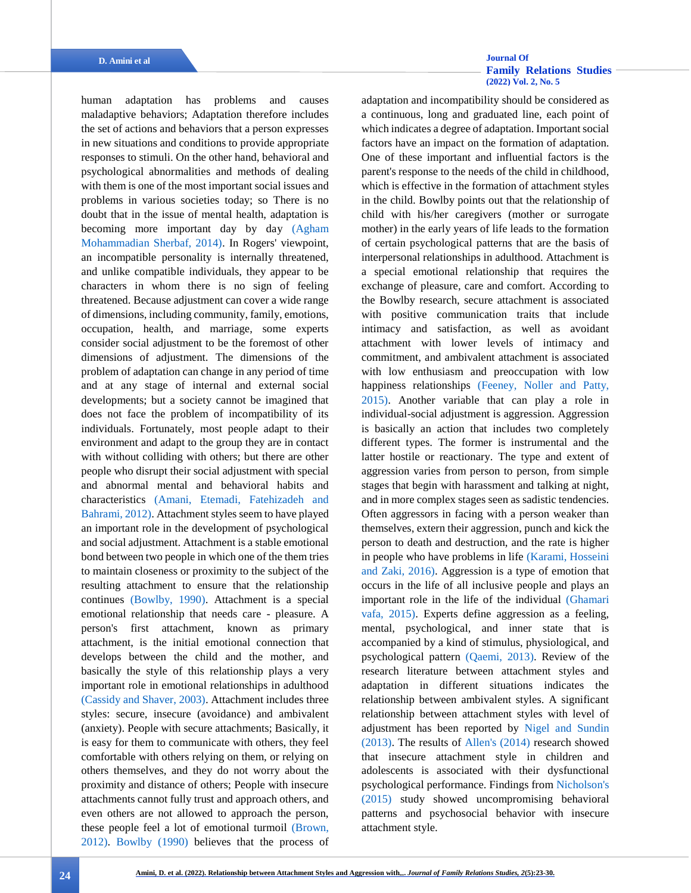human adaptation has problems and causes maladaptive behaviors; Adaptation therefore includes the set of actions and behaviors that a person expresses in new situations and conditions to provide appropriate responses to stimuli. On the other hand, behavioral and psychological abnormalities and methods of dealing with them is one of the most important social issues and problems in various societies today; so There is no doubt that in the issue of mental health, adaptation is becoming more important day by day (Agham Mohammadian Sherbaf, 2014). In Rogers' viewpoint, an incompatible personality is internally threatened, and unlike compatible individuals, they appear to be characters in whom there is no sign of feeling threatened. Because adjustment can cover a wide range of dimensions, including community, family, emotions, occupation, health, and marriage, some experts consider social adjustment to be the foremost of other dimensions of adjustment. The dimensions of the problem of adaptation can change in any period of time and at any stage of internal and external social developments; but a society cannot be imagined that does not face the problem of incompatibility of its individuals. Fortunately, most people adapt to their environment and adapt to the group they are in contact with without colliding with others; but there are other people who disrupt their social adjustment with special and abnormal mental and behavioral habits and characteristics (Amani, Etemadi, Fatehizadeh and Bahrami, 2012). Attachment styles seem to have played an important role in the development of psychological and social adjustment. Attachment is a stable emotional bond between two people in which one of the them tries to maintain closeness or proximity to the subject of the resulting attachment to ensure that the relationship continues (Bowlby, 1990). Attachment is a special emotional relationship that needs care - pleasure. A person's first attachment, known as primary attachment, is the initial emotional connection that develops between the child and the mother, and basically the style of this relationship plays a very important role in emotional relationships in adulthood (Cassidy and Shaver, 2003). Attachment includes three styles: secure, insecure (avoidance) and ambivalent (anxiety). People with secure attachments; Basically, it is easy for them to communicate with others, they feel comfortable with others relying on them, or relying on others themselves, and they do not worry about the proximity and distance of others; People with insecure attachments cannot fully trust and approach others, and even others are not allowed to approach the person, these people feel a lot of emotional turmoil (Brown, 2012). Bowlby (1990) believes that the process of adaptation and incompatibility should be considered as a continuous, long and graduated line, each point of which indicates a degree of adaptation. Important social factors have an impact on the formation of adaptation. One of these important and influential factors is the parent's response to the needs of the child in childhood, which is effective in the formation of attachment styles in the child. Bowlby points out that the relationship of child with his/her caregivers (mother or surrogate mother) in the early years of life leads to the formation of certain psychological patterns that are the basis of interpersonal relationships in adulthood. Attachment is a special emotional relationship that requires the exchange of pleasure, care and comfort. According to the Bowlby research, secure attachment is associated with positive communication traits that include intimacy and satisfaction, as well as avoidant attachment with lower levels of intimacy and commitment, and ambivalent attachment is associated with low enthusiasm and preoccupation with low happiness relationships (Feeney, Noller and Patty, 2015). Another variable that can play a role in individual-social adjustment is aggression. Aggression is basically an action that includes two completely different types. The former is instrumental and the latter hostile or reactionary. The type and extent of aggression varies from person to person, from simple stages that begin with harassment and talking at night, and in more complex stages seen as sadistic tendencies. Often aggressors in facing with a person weaker than themselves, extern their aggression, punch and kick the person to death and destruction, and the rate is higher in people who have problems in life (Karami, Hosseini and Zaki, 2016). Aggression is a type of emotion that occurs in the life of all inclusive people and plays an important role in the life of the individual (Ghamari vafa, 2015). Experts define aggression as a feeling, mental, psychological, and inner state that is accompanied by a kind of stimulus, physiological, and psychological pattern (Qaemi, 2013). Review of the research literature between attachment styles and adaptation in different situations indicates the relationship between ambivalent styles. A significant relationship between attachment styles with level of adjustment has been reported by Nigel and Sundin (2013). The results of Allen's (2014) research showed that insecure attachment style in children and adolescents is associated with their dysfunctional psychological performance. Findings from Nicholson's (2015) study showed uncompromising behavioral patterns and psychosocial behavior with insecure attachment style.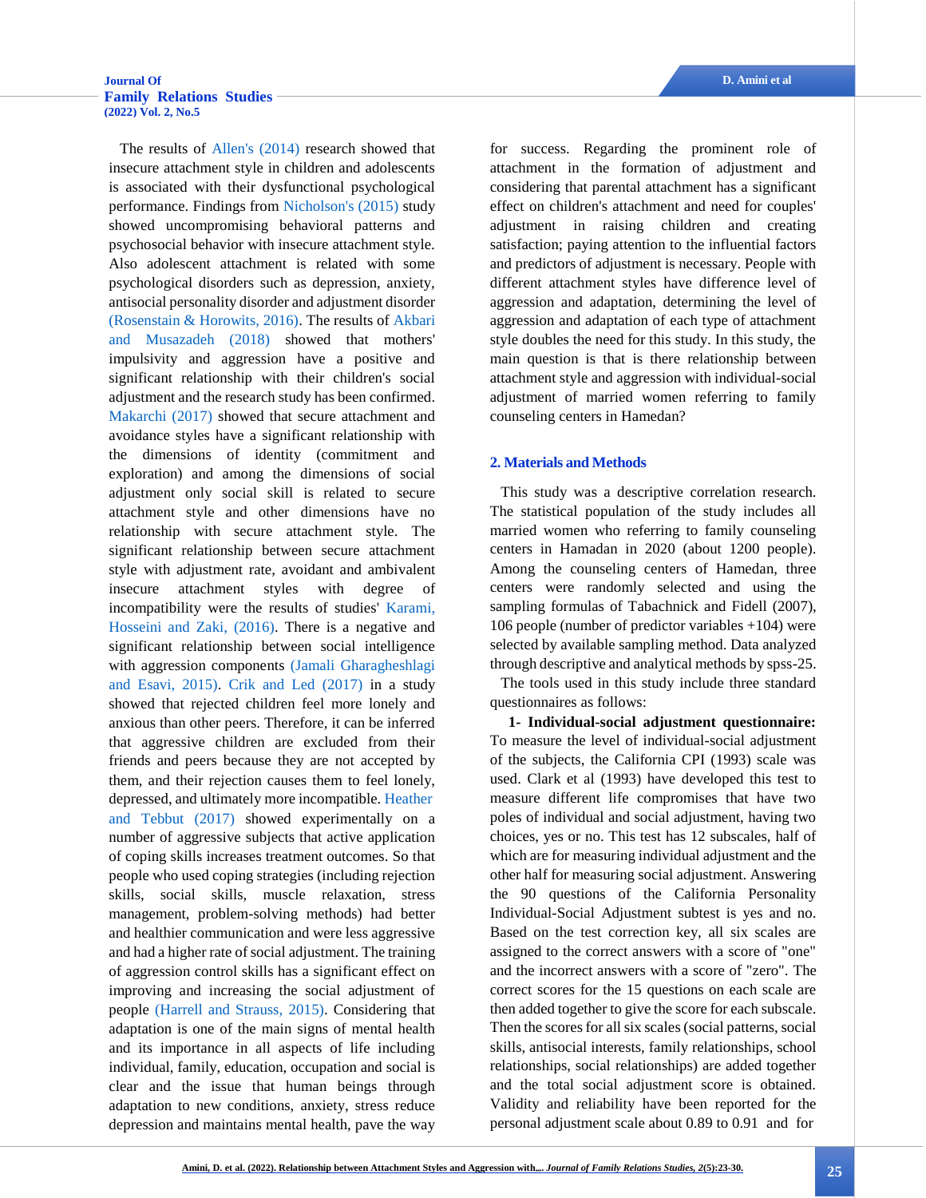The results of Allen's (2014) research showed that insecure attachment style in children and adolescents is associated with their dysfunctional psychological performance. Findings from Nicholson's (2015) study showed uncompromising behavioral patterns and psychosocial behavior with insecure attachment style. Also adolescent attachment is related with some psychological disorders such as depression, anxiety, antisocial personality disorder and adjustment disorder (Rosenstain & Horowits, 2016). The results of Akbari and Musazadeh (2018) showed that mothers' impulsivity and aggression have a positive and significant relationship with their children's social adjustment and the research study has been confirmed. Makarchi (2017) showed that secure attachment and avoidance styles have a significant relationship with the dimensions of identity (commitment and exploration) and among the dimensions of social adjustment only social skill is related to secure attachment style and other dimensions have no relationship with secure attachment style. The significant relationship between secure attachment style with adjustment rate, avoidant and ambivalent insecure attachment styles with degree of incompatibility were the results of studies' Karami, Hosseini and Zaki, (2016). There is a negative and significant relationship between social intelligence with aggression components (Jamali Gharagheshlagi and Esavi, 2015). Crik and Led (2017) in a study showed that rejected children feel more lonely and anxious than other peers. Therefore, it can be inferred that aggressive children are excluded from their friends and peers because they are not accepted by them, and their rejection causes them to feel lonely, depressed, and ultimately more incompatible. Heather and Tebbut (2017) showed experimentally on a number of aggressive subjects that active application of coping skills increases treatment outcomes. So that people who used coping strategies (including rejection skills, social skills, muscle relaxation, stress management, problem-solving methods) had better and healthier communication and were less aggressive and had a higher rate of social adjustment. The training of aggression control skills has a significant effect on improving and increasing the social adjustment of people (Harrell and Strauss, 2015). Considering that adaptation is one of the main signs of mental health and its importance in all aspects of life including individual, family, education, occupation and social is clear and the issue that human beings through adaptation to new conditions, anxiety, stress reduce depression and maintains mental health, pave the way for success. Regarding the prominent role of attachment in the formation of adjustment and considering that parental attachment has a significant effect on children's attachment and need for couples' adjustment in raising children and creating satisfaction; paying attention to the influential factors and predictors of adjustment is necessary. People with different attachment styles have difference level of aggression and adaptation, determining the level of aggression and adaptation of each type of attachment style doubles the need for this study. In this study, the main question is that is there relationship between attachment style and aggression with individual-social adjustment of married women referring to family counseling centers in Hamedan?

## 2. Materials and Methods

This study was a descriptive correlation research. The statistical population of the study includes all married women who referring to family counseling centers in Hamadan in 2020 (about 1200 people). Among the counseling centers of Hamedan, three centers were randomly selected and using the sampling formulas of Tabachnick and Fidell (2007), 106 people (number of predictor variables +104) were selected by available sampling method. Data analyzed through descriptive and analytical methods by spss-25.

The tools used in this study include three standard questionnaires as follows:

**1- Individual-social adjustment questionnaire:** To measure the level of individual-social adjustment of the subjects, the California CPI (1993) scale was used. Clark et al (1993) have developed this test to measure different life compromises that have two poles of individual and social adjustment, having two choices, yes or no. This test has 12 subscales, half of which are for measuring individual adjustment and the other half for measuring social adjustment. Answering the 90 questions of the California Personality Individual-Social Adjustment subtest is yes and no. Based on the test correction key, all six scales are assigned to the correct answers with a score of "one" and the incorrect answers with a score of "zero". The correct scores for the 15 questions on each scale are then added together to give the score for each subscale. Then the scores for all six scales (social patterns, social skills, antisocial interests, family relationships, school relationships, social relationships) are added together and the total social adjustment score is obtained. Validity and reliability have been reported for the personal adjustment scale about 0.89 to 0.91 and for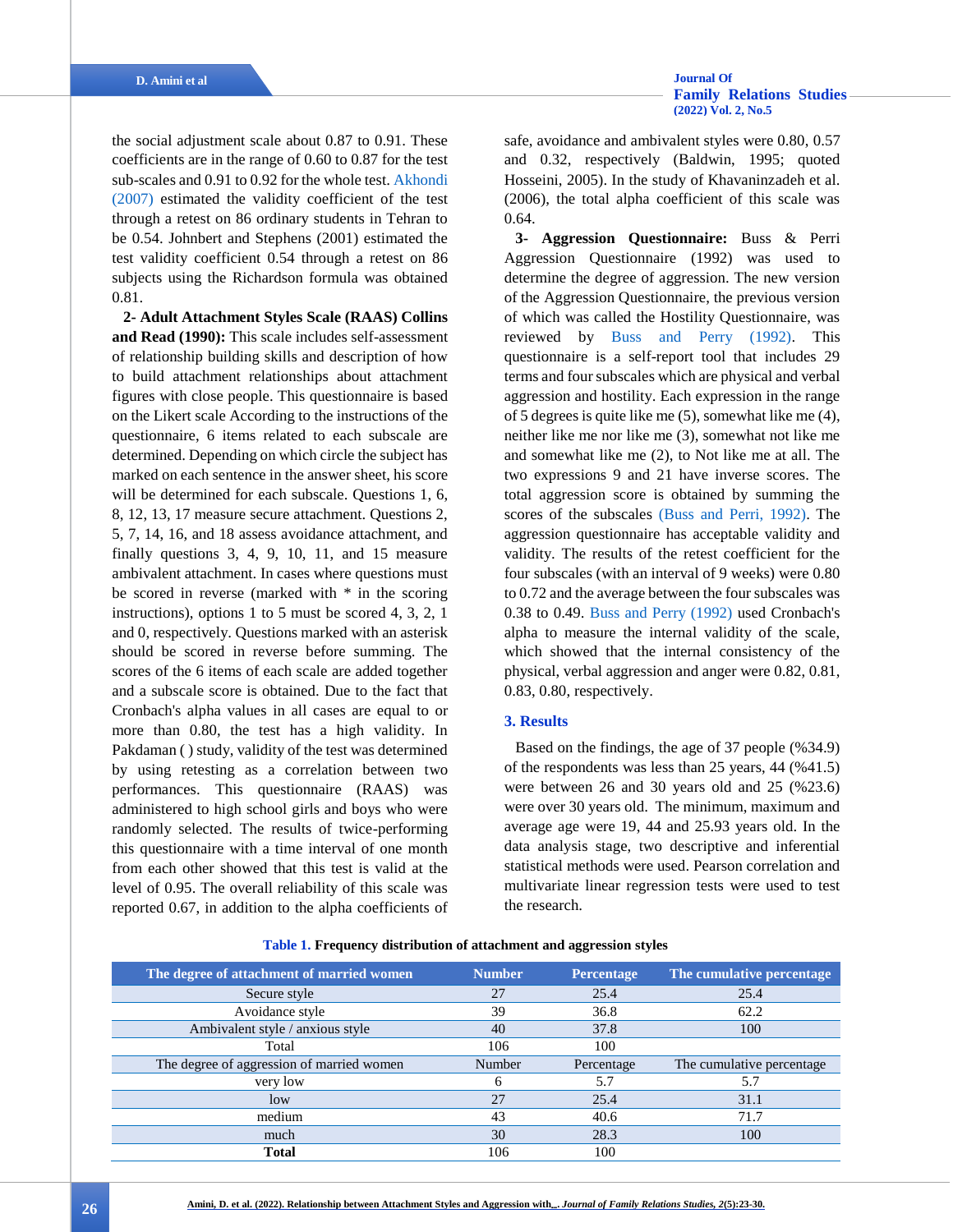the social adjustment scale about 0.87 to 0.91. These coefficients are in the range of 0.60 to 0.87 for the test sub-scales and 0.91 to 0.92 for the whole test. Akhondi (2007) estimated the validity coefficient of the test through a retest on 86 ordinary students in Tehran to be 0.54. Johnbert and Stephens (2001) estimated the test validity coefficient 0.54 through a retest on 86 subjects using the Richardson formula was obtained 0.81.

**2- Adult Attachment Styles Scale (RAAS) Collins and Read (1990):** This scale includes self-assessment of relationship building skills and description of how to build attachment relationships about attachment figures with close people. This questionnaire is based on the Likert scale According to the instructions of the questionnaire, 6 items related to each subscale are determined. Depending on which circle the subject has marked on each sentence in the answer sheet, his score will be determined for each subscale. Questions 1, 6, 8, 12, 13, 17 measure secure attachment. Questions 2, 5, 7, 14, 16, and 18 assess avoidance attachment, and finally questions 3, 4, 9, 10, 11, and 15 measure ambivalent attachment. In cases where questions must be scored in reverse (marked with * in the scoring instructions), options 1 to 5 must be scored 4, 3, 2, 1 and 0, respectively. Questions marked with an asterisk should be scored in reverse before summing. The scores of the 6 items of each scale are added together and a subscale score is obtained. Due to the fact that Cronbach's alpha values in all cases are equal to or more than 0.80, the test has a high validity. In Pakdaman ( ) study, validity of the test was determined by using retesting as a correlation between two performances. This questionnaire (RAAS) was administered to high school girls and boys who were randomly selected. The results of twice-performing this questionnaire with a time interval of one month from each other showed that this test is valid at the level of 0.95. The overall reliability of this scale was reported 0.67, in addition to the alpha coefficients of safe, avoidance and ambivalent styles were 0.80, 0.57 and 0.32, respectively (Baldwin, 1995; quoted Hosseini, 2005). In the study of Khavaninzadeh et al. (2006), the total alpha coefficient of this scale was 0.64.

**3- Aggression Questionnaire:** Buss & Perri Aggression Questionnaire (1992) was used to determine the degree of aggression. The new version of the Aggression Questionnaire, the previous version of which was called the Hostility Questionnaire, was reviewed by Buss and Perry (1992). This questionnaire is a self-report tool that includes 29 terms and four subscales which are physical and verbal aggression and hostility. Each expression in the range of 5 degrees is quite like me (5), somewhat like me (4), neither like me nor like me (3), somewhat not like me and somewhat like me (2), to Not like me at all. The two expressions 9 and 21 have inverse scores. The total aggression score is obtained by summing the scores of the subscales (Buss and Perri, 1992). The aggression questionnaire has acceptable validity and validity. The results of the retest coefficient for the four subscales (with an interval of 9 weeks) were 0.80 to 0.72 and the average between the four subscales was 0.38 to 0.49. Buss and Perry (1992) used Cronbach's alpha to measure the internal validity of the scale, which showed that the internal consistency of the physical, verbal aggression and anger were 0.82, 0.81, 0.83, 0.80, respectively.

## 3. Results

Based on the findings, the age of 37 people (%34.9) of the respondents was less than 25 years, 44 (%41.5) were between 26 and 30 years old and 25 (%23.6) were over 30 years old. The minimum, maximum and average age were 19, 44 and 25.93 years old. In the data analysis stage, two descriptive and inferential statistical methods were used. Pearson correlation and multivariate linear regression tests were used to test the research.

**Table 1.** Frequency distribution of attachment and aggression styles

| The degree of attachment of married women | Number | Percentage | The cumulative percentage |
|---|---|---|---|
| Secure style | 27 | 25.4 | 25.4 |
| Avoidance style | 39 | 36.8 | 62.2 |
| Ambivalent style / anxious style | 40 | 37.8 | 100 |
| Total | 106 | 100 | |
| The degree of aggression of married women | Number | Percentage | The cumulative percentage |
| very low | 6 | 5.7 | 5.7 |
| low | 27 | 25.4 | 31.1 |
| medium | 43 | 40.6 | 71.7 |
| much | 30 | 28.3 | 100 |
| **Total** | 106 | 100 | |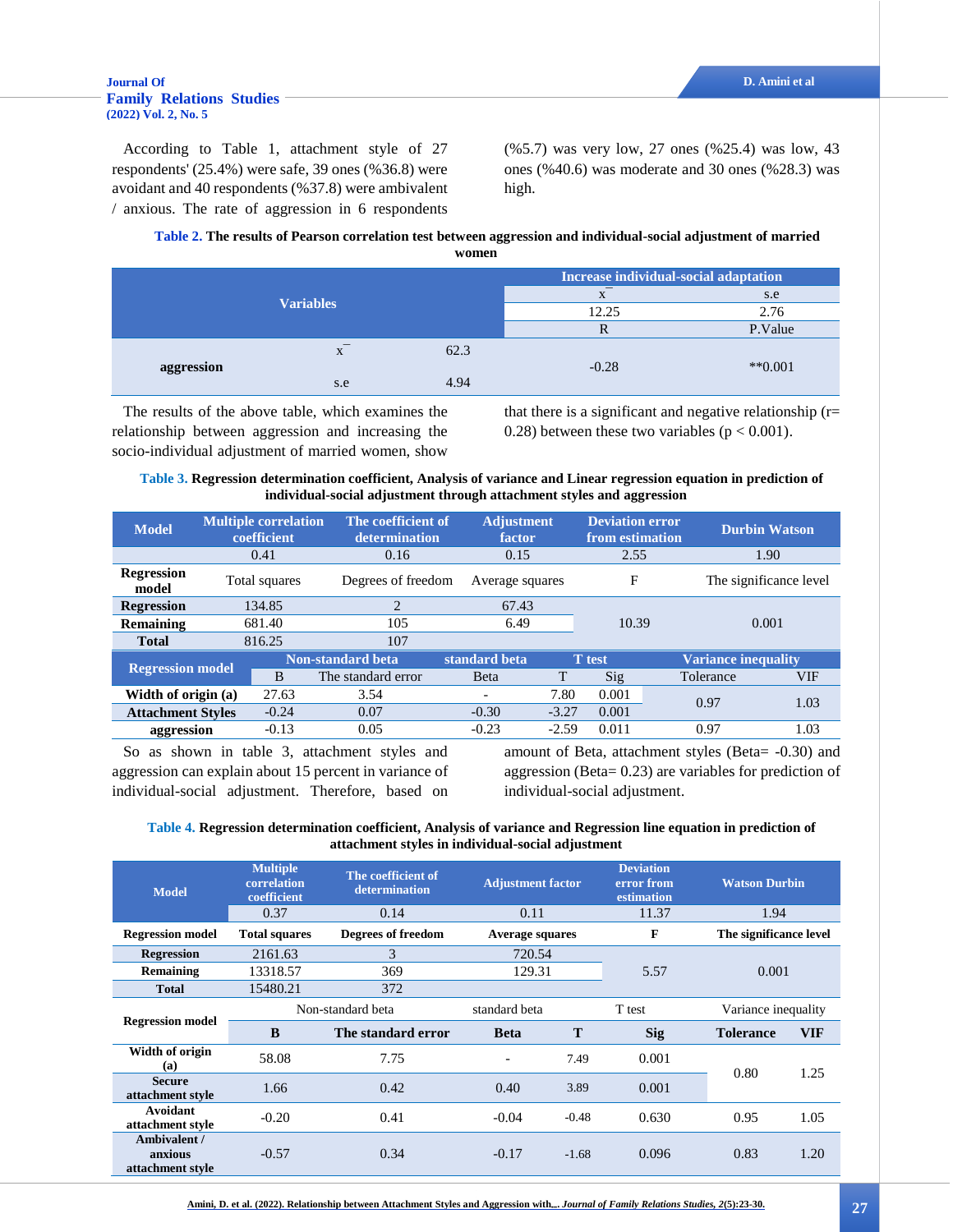According to Table 1, attachment style of 27 respondents' (25.4%) were safe, 39 ones (%36.8) were avoidant and 40 respondents (%37.8) were ambivalent / anxious. The rate of aggression in 6 respondents (%5.7) was very low, 27 ones (%25.4) was low, 43 ones (%40.6) was moderate and 30 ones (%28.3) was high.

**Table 2. The results of Pearson correlation test between aggression and individual-social adjustment of married women**

| Variables | | | Increase individual-social adaptation | |
|---|---|---|---|---|
| | | | $\bar{x}$ | s.e |
| | | | 12.25 | 2.76 |
| | | | R | P.Value |
| aggression | $\bar{x}$ | 62.3 | -0.28 | **0.001 |
| | s.e | 4.94 | | |

The results of the above table, which examines the relationship between aggression and increasing the socio-individual adjustment of married women, show that there is a significant and negative relationship (r= 0.28) between these two variables ($p < 0.001$).

**Table 3. Regression determination coefficient, Analysis of variance and Linear regression equation in prediction of individual-social adjustment through attachment styles and aggression**

| Model | Multiple correlation coefficient | The coefficient of determination | Adjustment factor | Deviation error from estimation | Durbin Watson | |
|---|---|---|---|---|---|---|
| | 0.41 | 0.16 | 0.15 | 2.55 | 1.90 | |
| Regression model | Total squares | Degrees of freedom | Average squares | F | The significance level | |
| Regression | 134.85 | 2 | 67.43 | 10.39 | 0.001 | |
| Remaining | 681.40 | 105 | 6.49 | | | |
| Total | 816.25 | 107 | | | | |
| Regression model | Non-standard beta | | standard beta | T test | | Variance inequality | |
| | B | The standard error | Beta | T | Sig | Tolerance | VIF |
| Width of origin (a) | 27.63 | 3.54 | - | 7.80 | 0.001 | 0.97 | 1.03 |
| Attachment Styles | -0.24 | 0.07 | -0.30 | -3.27 | 0.001 | | |
| aggression | -0.13 | 0.05 | -0.23 | -2.59 | 0.011 | 0.97 | 1.03 |

So as shown in table 3, attachment styles and aggression can explain about 15 percent in variance of individual-social adjustment. Therefore, based on amount of Beta, attachment styles (Beta= -0.30) and aggression (Beta= 0.23) are variables for prediction of individual-social adjustment.

**Table 4. Regression determination coefficient, Analysis of variance and Regression line equation in prediction of attachment styles in individual-social adjustment**

| Model | Multiple correlation coefficient | The coefficient of determination | Adjustment factor | Deviation error from estimation | Watson Durbin | |
|---|---|---|---|---|---|---|
| | 0.37 | 0.14 | 0.11 | 11.37 | 1.94 | |
| Regression model | Total squares | Degrees of freedom | Average squares | F | The significance level | |
| Regression | 2161.63 | 3 | 720.54 | 5.57 | 0.001 | |
| Remaining | 13318.57 | 369 | 129.31 | | | |
| Total | 15480.21 | 372 | | | | |
| Regression model | Non-standard beta | | standard beta | T test | | Variance inequality | |
| | B | The standard error | Beta | T | Sig | Tolerance | VIF |
| Width of origin (a) | 58.08 | 7.75 | - | 7.49 | 0.001 | 0.80 | 1.25 |
| Secure attachment style | 1.66 | 0.42 | 0.40 | 3.89 | 0.001 | | |
| Avoidant attachment style | -0.20 | 0.41 | -0.04 | -0.48 | 0.630 | 0.95 | 1.05 |
| Ambivalent / anxious attachment style | -0.57 | 0.34 | -0.17 | -1.68 | 0.096 | 0.83 | 1.20 |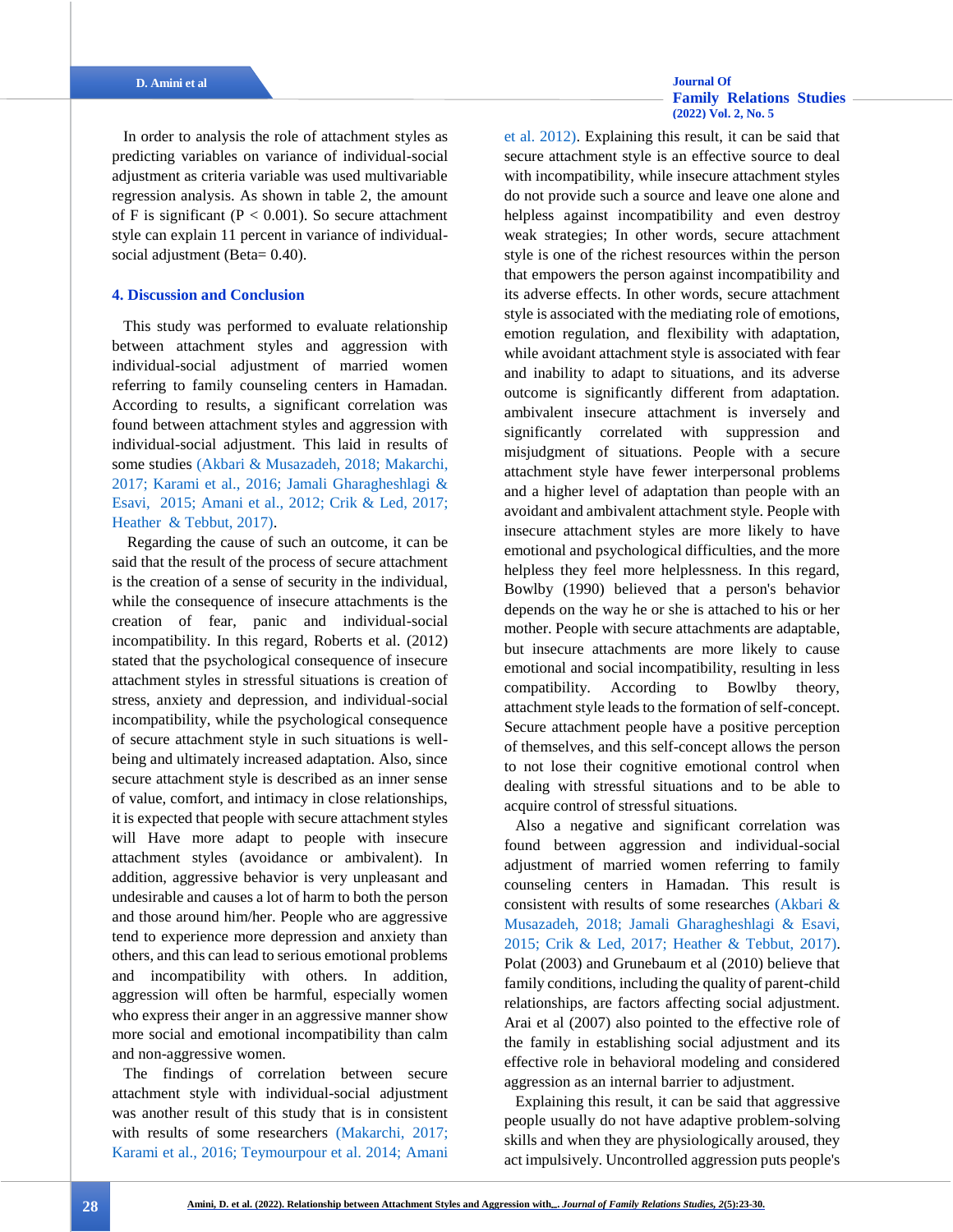In order to analysis the role of attachment styles as predicting variables on variance of individual-social adjustment as criteria variable was used multivariable regression analysis. As shown in table 2, the amount of F is significant (P < 0.001). So secure attachment style can explain 11 percent in variance of individual-social adjustment (Beta= 0.40).

## 4. Discussion and Conclusion

This study was performed to evaluate relationship between attachment styles and aggression with individual-social adjustment of married women referring to family counseling centers in Hamadan. According to results, a significant correlation was found between attachment styles and aggression with individual-social adjustment. This laid in results of some studies (Akbari & Musazadeh, 2018; Makarchi, 2017; Karami et al., 2016; Jamali Gharagheshlagi & Esavi, 2015; Amani et al., 2012; Crik & Led, 2017; Heather & Tebbut, 2017).

Regarding the cause of such an outcome, it can be said that the result of the process of secure attachment is the creation of a sense of security in the individual, while the consequence of insecure attachments is the creation of fear, panic and individual-social incompatibility. In this regard, Roberts et al. (2012) stated that the psychological consequence of insecure attachment styles in stressful situations is creation of stress, anxiety and depression, and individual-social incompatibility, while the psychological consequence of secure attachment style in such situations is well-being and ultimately increased adaptation. Also, since secure attachment style is described as an inner sense of value, comfort, and intimacy in close relationships, it is expected that people with secure attachment styles will Have more adapt to people with insecure attachment styles (avoidance or ambivalent). In addition, aggressive behavior is very unpleasant and undesirable and causes a lot of harm to both the person and those around him/her. People who are aggressive tend to experience more depression and anxiety than others, and this can lead to serious emotional problems and incompatibility with others. In addition, aggression will often be harmful, especially women who express their anger in an aggressive manner show more social and emotional incompatibility than calm and non-aggressive women.

The findings of correlation between secure attachment style with individual-social adjustment was another result of this study that is in consistent with results of some researchers (Makarchi, 2017; Karami et al., 2016; Teymourpour et al. 2014; Amani et al. 2012). Explaining this result, it can be said that secure attachment style is an effective source to deal with incompatibility, while insecure attachment styles do not provide such a source and leave one alone and helpless against incompatibility and even destroy weak strategies; In other words, secure attachment style is one of the richest resources within the person that empowers the person against incompatibility and its adverse effects. In other words, secure attachment style is associated with the mediating role of emotions, emotion regulation, and flexibility with adaptation, while avoidant attachment style is associated with fear and inability to adapt to situations, and its adverse outcome is significantly different from adaptation. ambivalent insecure attachment is inversely and significantly correlated with suppression and misjudgment of situations. People with a secure attachment style have fewer interpersonal problems and a higher level of adaptation than people with an avoidant and ambivalent attachment style. People with insecure attachment styles are more likely to have emotional and psychological difficulties, and the more helpless they feel more helplessness. In this regard, Bowlby (1990) believed that a person's behavior depends on the way he or she is attached to his or her mother. People with secure attachments are adaptable, but insecure attachments are more likely to cause emotional and social incompatibility, resulting in less compatibility. According to Bowlby theory, attachment style leads to the formation of self-concept. Secure attachment people have a positive perception of themselves, and this self-concept allows the person to not lose their cognitive emotional control when dealing with stressful situations and to be able to acquire control of stressful situations.

Also a negative and significant correlation was found between aggression and individual-social adjustment of married women referring to family counseling centers in Hamadan. This result is consistent with results of some researches (Akbari & Musazadeh, 2018; Jamali Gharagheshlagi & Esavi, 2015; Crik & Led, 2017; Heather & Tebbut, 2017). Polat (2003) and Grunebaum et al (2010) believe that family conditions, including the quality of parent-child relationships, are factors affecting social adjustment. Arai et al (2007) also pointed to the effective role of the family in establishing social adjustment and its effective role in behavioral modeling and considered aggression as an internal barrier to adjustment.

Explaining this result, it can be said that aggressive people usually do not have adaptive problem-solving skills and when they are physiologically aroused, they act impulsively. Uncontrolled aggression puts people's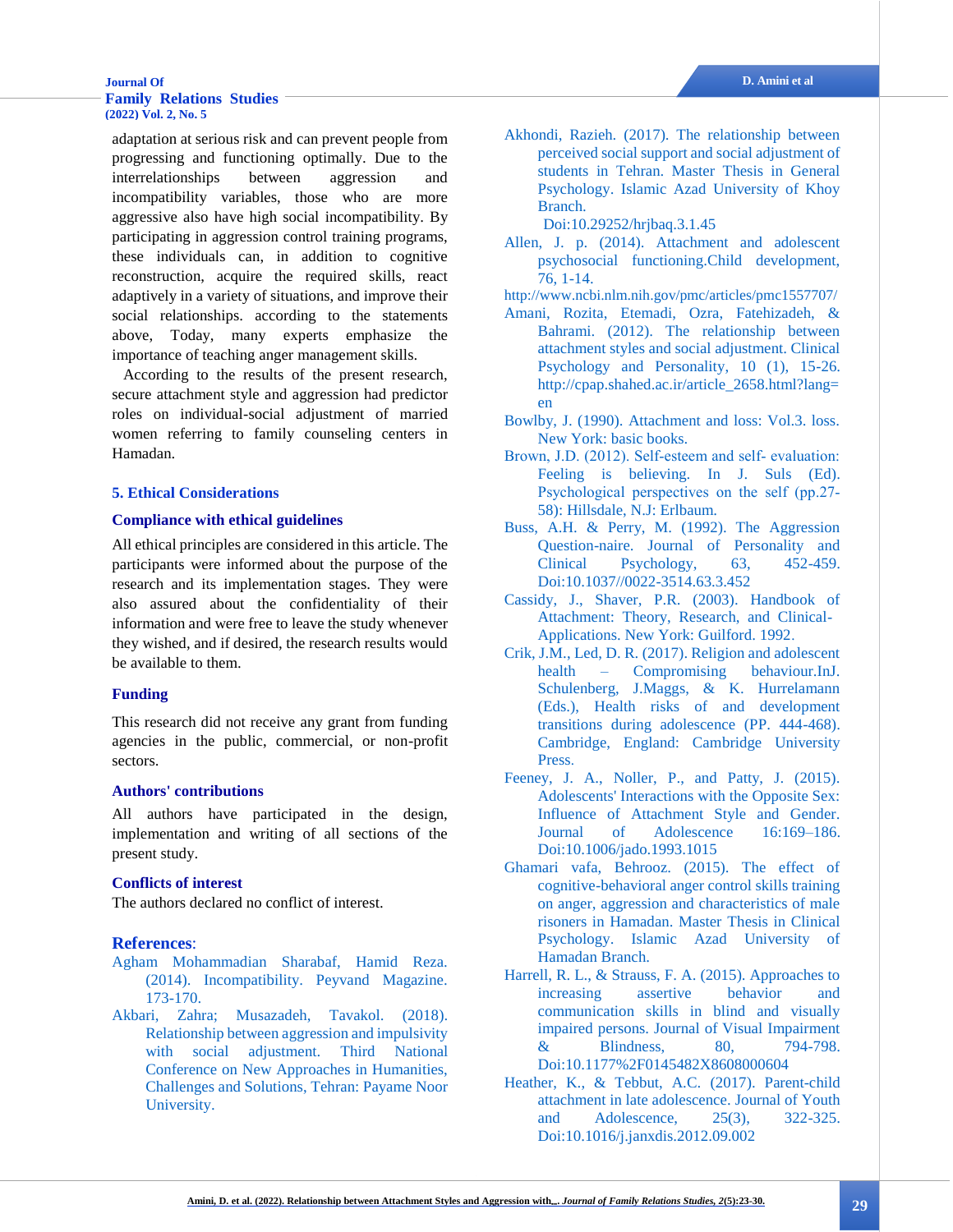adaptation at serious risk and can prevent people from progressing and functioning optimally. Due to the interrelationships between aggression and incompatibility variables, those who are more aggressive also have high social incompatibility. By participating in aggression control training programs, these individuals can, in addition to cognitive reconstruction, acquire the required skills, react adaptively in a variety of situations, and improve their social relationships. according to the statements above, Today, many experts emphasize the importance of teaching anger management skills.

According to the results of the present research, secure attachment style and aggression had predictor roles on individual-social adjustment of married women referring to family counseling centers in Hamadan.

## 5. Ethical Considerations

### Compliance with ethical guidelines

All ethical principles are considered in this article. The participants were informed about the purpose of the research and its implementation stages. They were also assured about the confidentiality of their information and were free to leave the study whenever they wished, and if desired, the research results would be available to them.

### Funding

This research did not receive any grant from funding agencies in the public, commercial, or non-profit sectors.

### Authors' contributions

All authors have participated in the design, implementation and writing of all sections of the present study.

### Conflicts of interest

The authors declared no conflict of interest.

## References:

Agham Mohammadian Sharabaf, Hamid Reza. (2014). Incompatibility. Peyvand Magazine. 173-170.

Akbari, Zahra; Musazadeh, Tavakol. (2018). Relationship between aggression and impulsivity with social adjustment. Third National Conference on New Approaches in Humanities, Challenges and Solutions, Tehran: Payame Noor University.

Akhondi, Razieh. (2017). The relationship between perceived social support and social adjustment of students in Tehran. Master Thesis in General Psychology. Islamic Azad University of Khoy Branch. Doi:10.29252/hrjbaq.3.1.45

Allen, J. p. (2014). Attachment and adolescent psychosocial functioning.Child development, 76, 1-14. http://www.ncbi.nlm.nih.gov/pmc/articles/pmc1557707/

Amani, Rozita, Etemadi, Ozra, Fatehizadeh, & Bahrami. (2012). The relationship between attachment styles and social adjustment. Clinical Psychology and Personality, 10 (1), 15-26. http://cpap.shahed.ac.ir/article_2658.html?lang=en

Bowlby, J. (1990). Attachment and loss: Vol.3. loss. New York: basic books.

Brown, J.D. (2012). Self-esteem and self- evaluation: Feeling is believing. In J. Suls (Ed). Psychological perspectives on the self (pp.27-58): Hillsdale, N.J: Erlbaum.

Buss, A.H. & Perry, M. (1992). The Aggression Question-naire. Journal of Personality and Clinical Psychology, 63, 452-459. Doi:10.1037//0022-3514.63.3.452

Cassidy, J., Shaver, P.R. (2003). Handbook of Attachment: Theory, Research, and Clinical-Applications. New York: Guilford. 1992.

Crik, J.M., Led, D. R. (2017). Religion and adolescent health – Compromising behaviour.InJ. Schulenberg, J.Maggs, & K. Hurrelamann (Eds.), Health risks of and development transitions during adolescence (PP. 444-468). Cambridge, England: Cambridge University Press.

Feeney, J. A., Noller, P., and Patty, J. (2015). Adolescents' Interactions with the Opposite Sex: Influence of Attachment Style and Gender. Journal of Adolescence 16:169–186. Doi:10.1006/jado.1993.1015

Ghamari vafa, Behrooz. (2015). The effect of cognitive-behavioral anger control skills training on anger, aggression and characteristics of male risoners in Hamadan. Master Thesis in Clinical Psychology. Islamic Azad University of Hamadan Branch.

Harrell, R. L., & Strauss, F. A. (2015). Approaches to increasing assertive behavior and communication skills in blind and visually impaired persons. Journal of Visual Impairment & Blindness, 80, 794-798. Doi:10.1177%2F0145482X8608000604

Heather, K., & Tebbut, A.C. (2017). Parent-child attachment in late adolescence. Journal of Youth and Adolescence, 25(3), 322-325. Doi:10.1016/j.janxdis.2012.09.002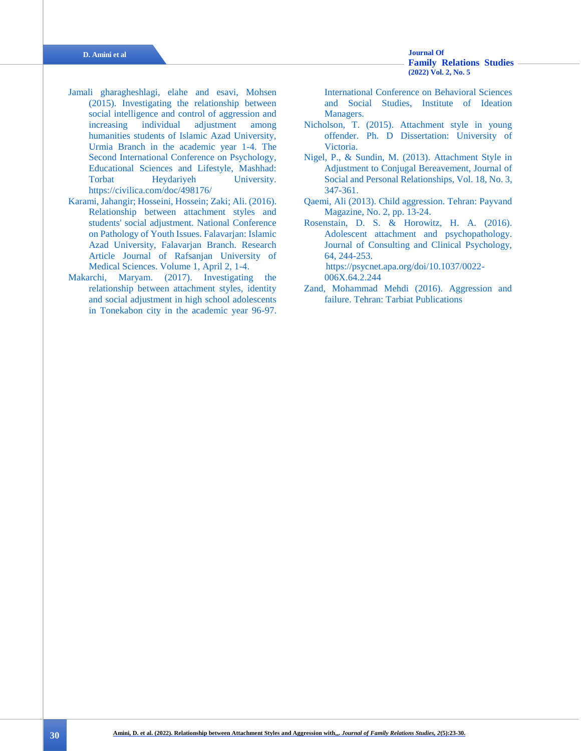Jamali gharagheshlagi, elahe and esavi, Mohsen (2015). Investigating the relationship between social intelligence and control of aggression and increasing individual adjustment among humanities students of Islamic Azad University, Urmia Branch in the academic year 1-4. The Second International Conference on Psychology, Educational Sciences and Lifestyle, Mashhad: Torbat Heydariyeh University. https://civilica.com/doc/498176/

Karami, Jahangir; Hosseini, Hossein; Zaki; Ali. (2016). Relationship between attachment styles and students' social adjustment. National Conference on Pathology of Youth Issues. Falavarjan: Islamic Azad University, Falavarjan Branch. Research Article Journal of Rafsanjan University of Medical Sciences. Volume 1, April 2, 1-4.

Makarchi, Maryam. (2017). Investigating the relationship between attachment styles, identity and social adjustment in high school adolescents in Tonekabon city in the academic year 96-97. International Conference on Behavioral Sciences and Social Studies, Institute of Ideation Managers.

Nicholson, T. (2015). Attachment style in young offender. Ph. D Dissertation: University of Victoria.

Nigel, P., & Sundin, M. (2013). Attachment Style in Adjustment to Conjugal Bereavement, Journal of Social and Personal Relationships, Vol. 18, No. 3, 347-361.

Qaemi, Ali (2013). Child aggression. Tehran: Payvand Magazine, No. 2, pp. 13-24.

Rosenstain, D. S. & Horowitz, H. A. (2016). Adolescent attachment and psychopathology. Journal of Consulting and Clinical Psychology, 64, 244-253. https://psycnet.apa.org/doi/10.1037/0022-006X.64.2.244

Zand, Mohammad Mehdi (2016). Aggression and failure. Tehran: Tarbiat Publications